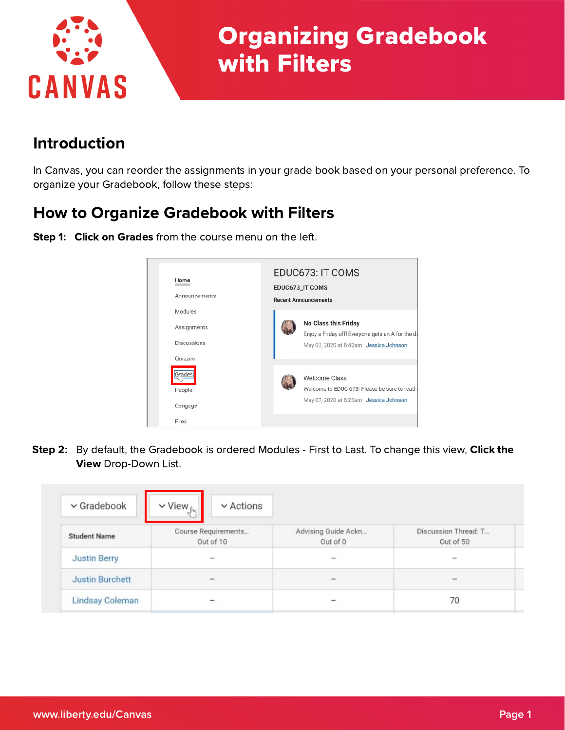# Organizing Gradebook with Filters

## Introduction

In Canvas, you can reorder the assignments in your grade book based on your personal preference. To organize your Gradebook, follow these steps:

## How to Organize Gradebook with Filters

**Step 1:** **Click on Grades** from the course menu on the left.

**Step 2:** By default, the Gradebook is ordered Modules - First to Last. To change this view, **Click the View** Drop-Down List.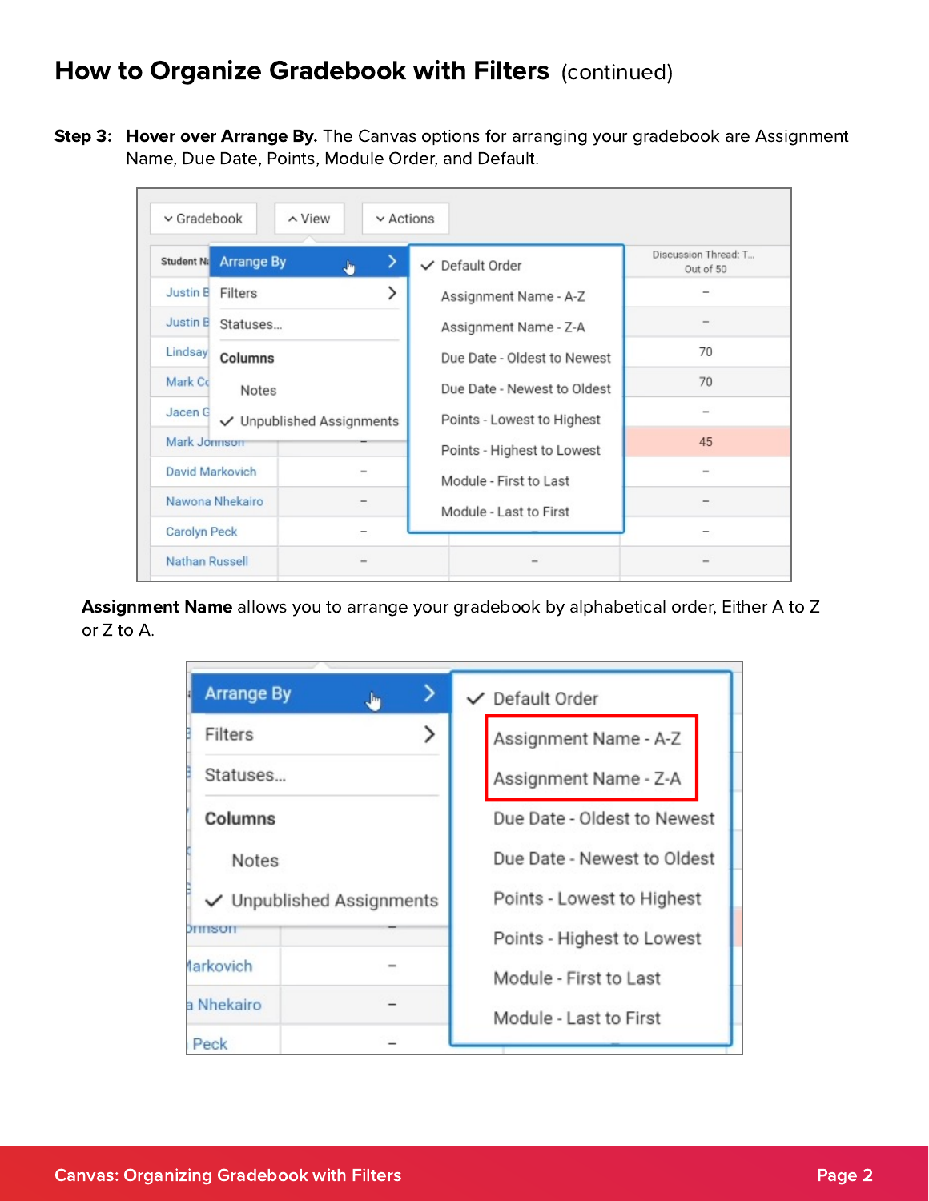## How to Organize Gradebook with Filters (continued)

**Step 3: Hover over Arrange By.** The Canvas options for arranging your gradebook are Assignment Name, Due Date, Points, Module Order, and Default.

**Assignment Name** allows you to arrange your gradebook by alphabetical order, Either A to Z or Z to A.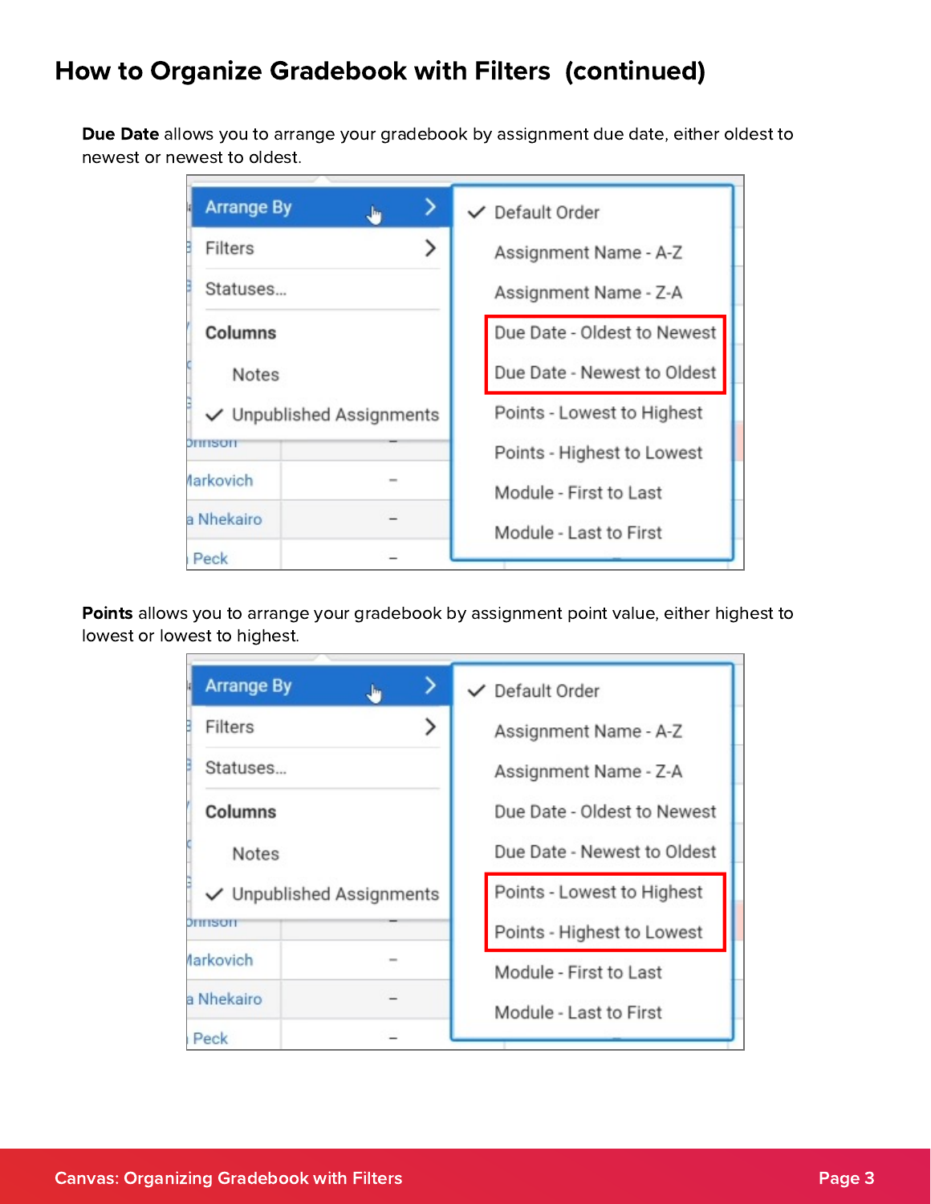## How to Organize Gradebook with Filters (continued)

**Due Date** allows you to arrange your gradebook by assignment due date, either oldest to newest or newest to oldest.

**Points** allows you to arrange your gradebook by assignment point value, either highest to lowest or lowest to highest.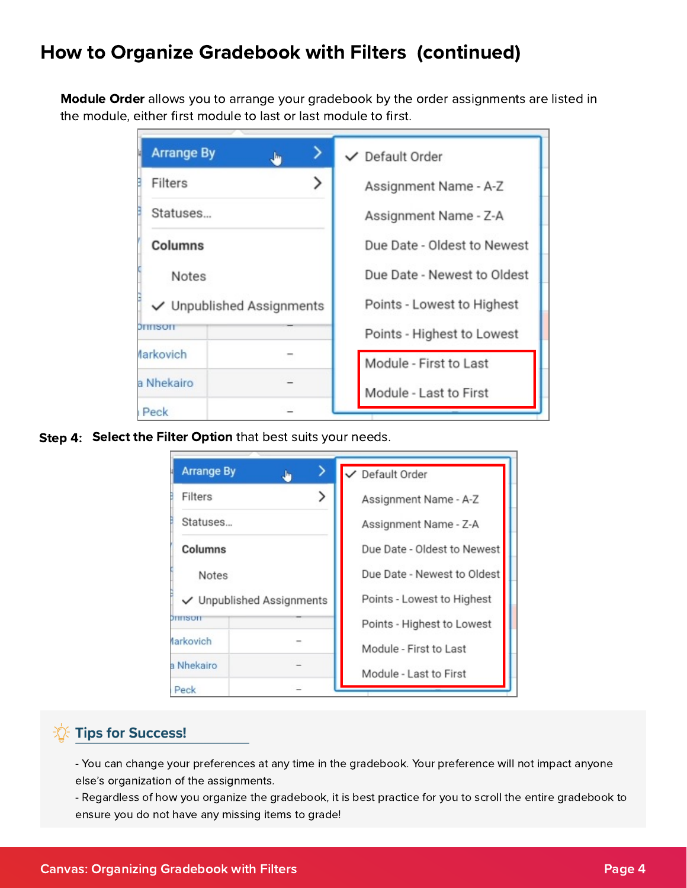# How to Organize Gradebook with Filters (continued)

**Module Order** allows you to arrange your gradebook by the order assignments are listed in the module, either first module to last or last module to first.

**Step 4:** **Select the Filter Option** that best suits your needs.

## Tips for Success!

- You can change your preferences at any time in the gradebook. Your preference will not impact anyone else's organization of the assignments.
- Regardless of how you organize the gradebook, it is best practice for you to scroll the entire gradebook to ensure you do not have any missing items to grade!